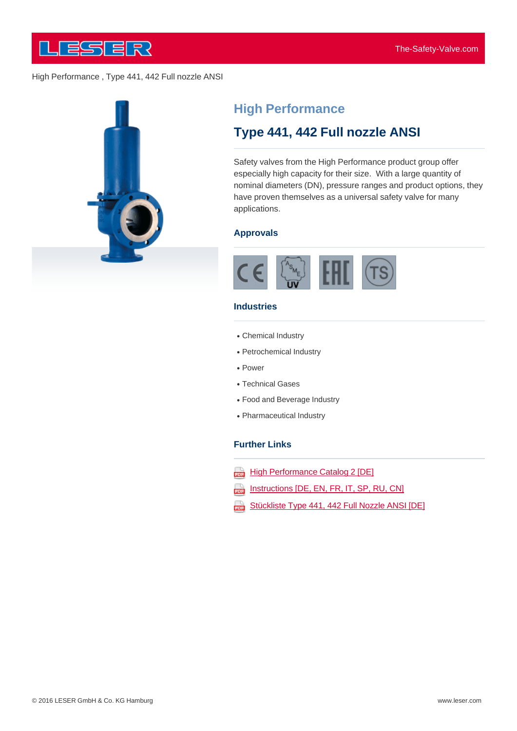High Performance , Type 441, 442 Full nozzle ANSI

# High Performance

## Type 441, 442 Full nozzle ANSI

Safety valves from the High Performance product group offer especially high capacity for their size. With a large quantity of nominal diameters (DN), pressure ranges and product options, they have proven themselves as a universal safety valve for many applications.

### Approvals

### Industries

- Chemical Industry
- Petrochemical Industry
- Power
- Technical Gases
- Food and Beverage Industry
- Pharmaceutical Industry

### Further Links

- High Performance Catalog 2 [DE]
- Instructions [DE, EN, FR, IT, SP, RU, CN]
- Stückliste Type 441, 442 Full Nozzle ANSI [DE]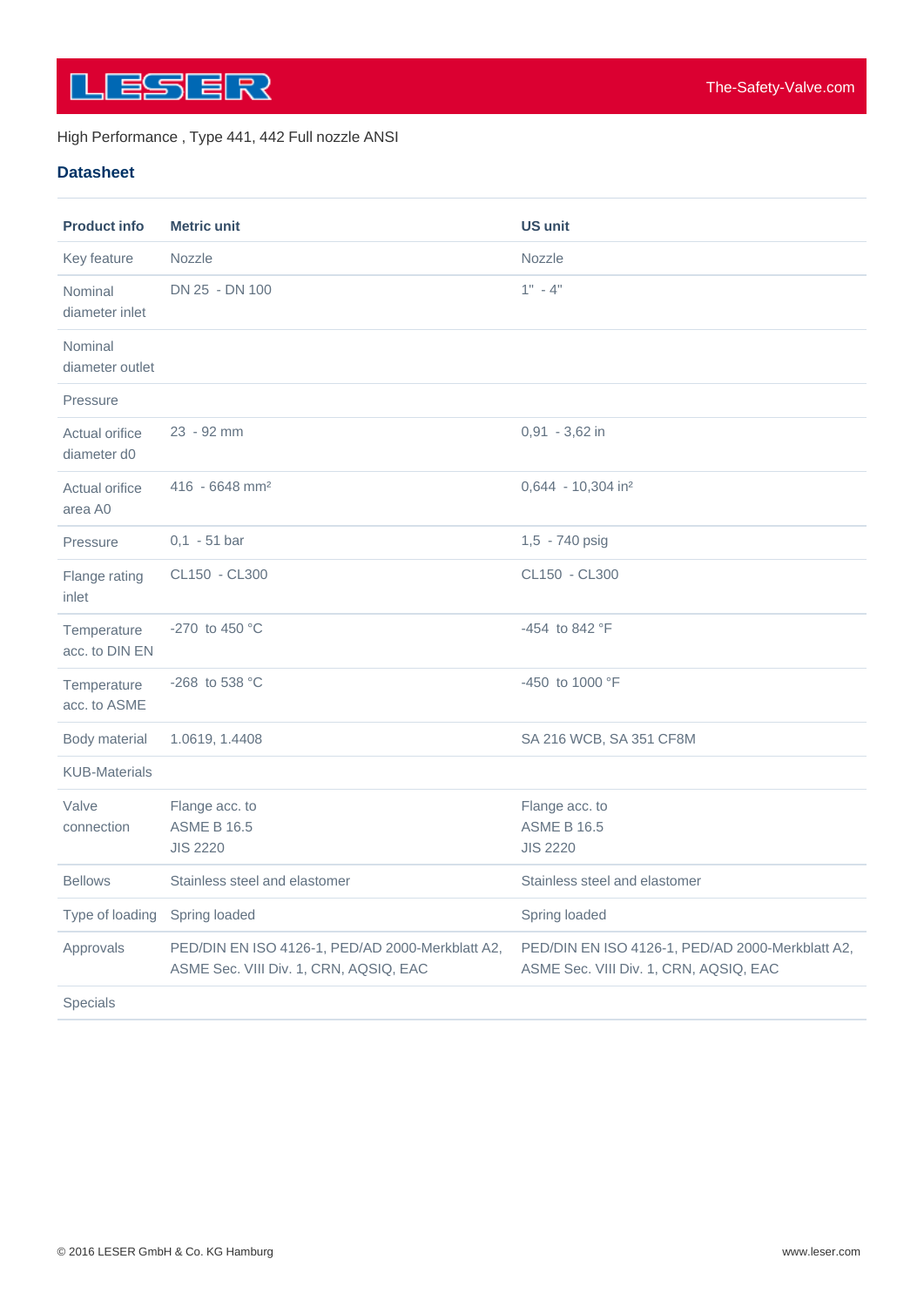High Performance , Type 441, 442 Full nozzle ANSI

## Datasheet

| Product info | Metric unit | US unit |
|---|---|---|
| Key feature | Nozzle | Nozzle |
| Nominal diameter inlet | DN 25 - DN 100 | 1" - 4" |
| Nominal diameter outlet | | |
| Pressure | | |
| Actual orifice diameter d0 | 23 - 92 mm | 0,91 - 3,62 in |
| Actual orifice area A0 | 416 - 6648 mm² | 0,644 - 10,304 in² |
| Pressure | 0,1 - 51 bar | 1,5 - 740 psig |
| Flange rating inlet | CL150 - CL300 | CL150 - CL300 |
| Temperature acc. to DIN EN | -270 to 450 °C | -454 to 842 °F |
| Temperature acc. to ASME | -268 to 538 °C | -450 to 1000 °F |
| Body material | 1.0619, 1.4408 | SA 216 WCB, SA 351 CF8M |
| KUB-Materials | | |
| Valve connection | Flange acc. to ASME B 16.5 JIS 2220 | Flange acc. to ASME B 16.5 JIS 2220 |
| Bellows | Stainless steel and elastomer | Stainless steel and elastomer |
| Type of loading | Spring loaded | Spring loaded |
| Approvals | PED/DIN EN ISO 4126-1, PED/AD 2000-Merkblatt A2, ASME Sec. VIII Div. 1, CRN, AQSIQ, EAC | PED/DIN EN ISO 4126-1, PED/AD 2000-Merkblatt A2, ASME Sec. VIII Div. 1, CRN, AQSIQ, EAC |
| Specials | | |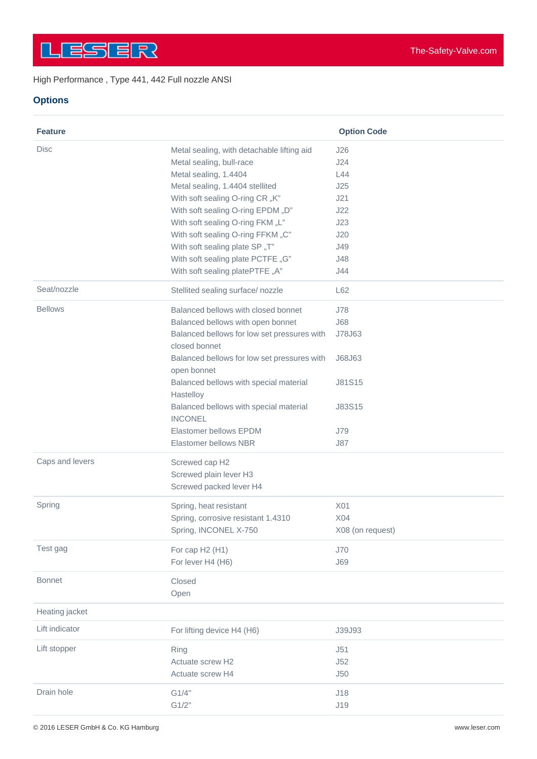High Performance , Type 441, 442 Full nozzle ANSI

## Options

| Feature | | Option Code |
|---|---|---|
| Disc | Metal sealing, with detachable lifting aid | J26 |
| | Metal sealing, bull-race | J24 |
| | Metal sealing, 1.4404 | L44 |
| | Metal sealing, 1.4404 stellited | J25 |
| | With soft sealing O-ring CR „K" | J21 |
| | With soft sealing O-ring EPDM „D" | J22 |
| | With soft sealing O-ring FKM „L" | J23 |
| | With soft sealing O-ring FFKM „C" | J20 |
| | With soft sealing plate SP „T" | J49 |
| | With soft sealing plate PCTFE „G" | J48 |
| | With soft sealing platePTFE „A" | J44 |
| Seat/nozzle | Stellited sealing surface/ nozzle | L62 |
| Bellows | Balanced bellows with closed bonnet | J78 |
| | Balanced bellows with open bonnet | J68 |
| | Balanced bellows for low set pressures with closed bonnet | J78J63 |
| | Balanced bellows for low set pressures with open bonnet | J68J63 |
| | Balanced bellows with special material Hastelloy | J81S15 |
| | Balanced bellows with special material INCONEL | J83S15 |
| | Elastomer bellows EPDM | J79 |
| | Elastomer bellows NBR | J87 |
| Caps and levers | Screwed cap H2 | |
| | Screwed plain lever H3 | |
| | Screwed packed lever H4 | |
| Spring | Spring, heat resistant | X01 |
| | Spring, corrosive resistant 1.4310 | X04 |
| | Spring, INCONEL X-750 | X08 (on request) |
| Test gag | For cap H2 (H1) | J70 |
| | For lever H4 (H6) | J69 |
| Bonnet | Closed | |
| | Open | |
| Heating jacket | | |
| Lift indicator | For lifting device H4 (H6) | J39J93 |
| Lift stopper | Ring | J51 |
| | Actuate screw H2 | J52 |
| | Actuate screw H4 | J50 |
| Drain hole | G1/4" | J18 |
| | G1/2" | J19 |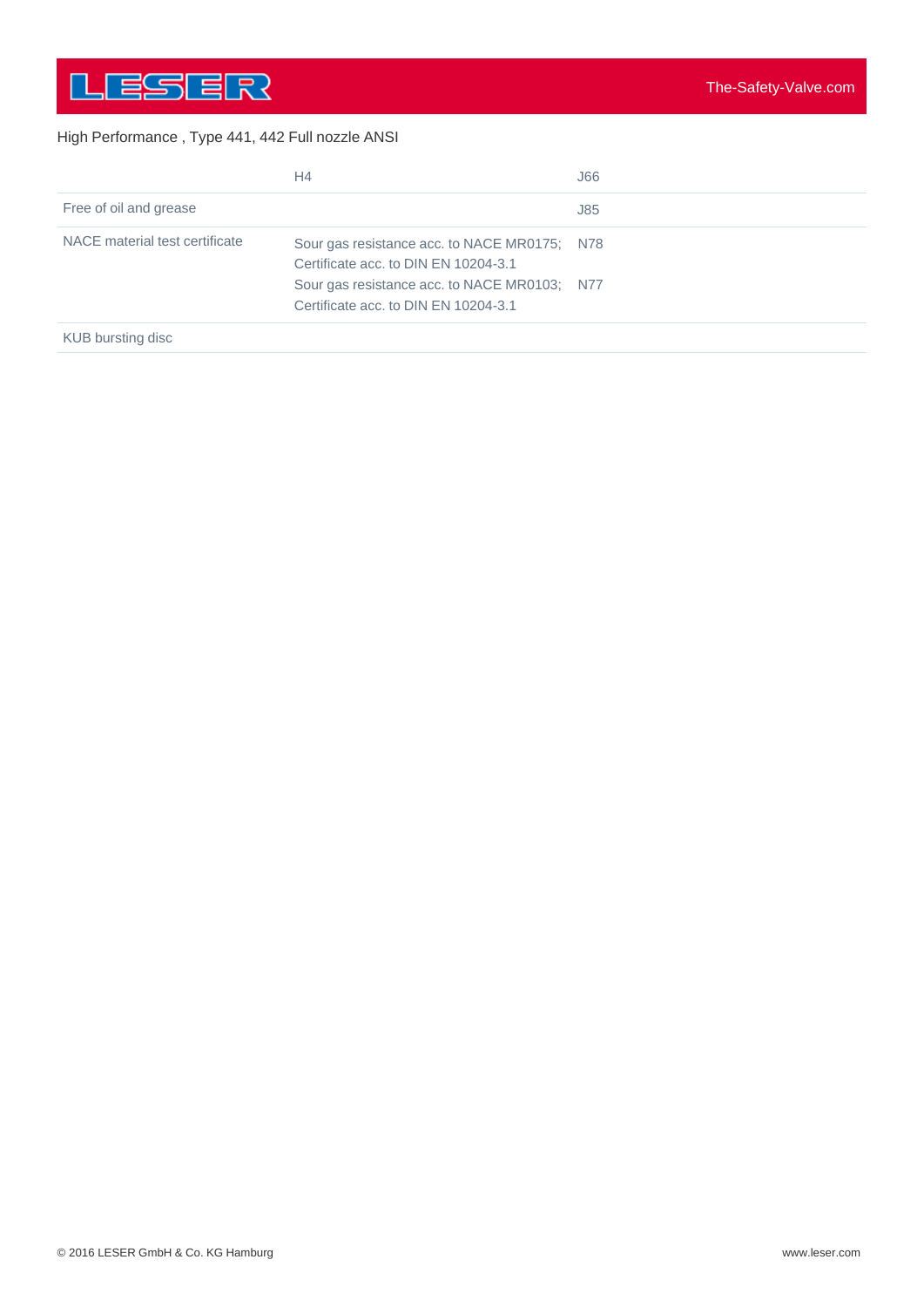High Performance , Type 441, 442 Full nozzle ANSI

| | | |
|---|---|---|
| | H4 | J66 |
| Free of oil and grease | | J85 |
| NACE material test certificate | Sour gas resistance acc. to NACE MR0175; Certificate acc. to DIN EN 10204-3.1 | N78 |
| | Sour gas resistance acc. to NACE MR0103; Certificate acc. to DIN EN 10204-3.1 | N77 |
| KUB bursting disc | | |